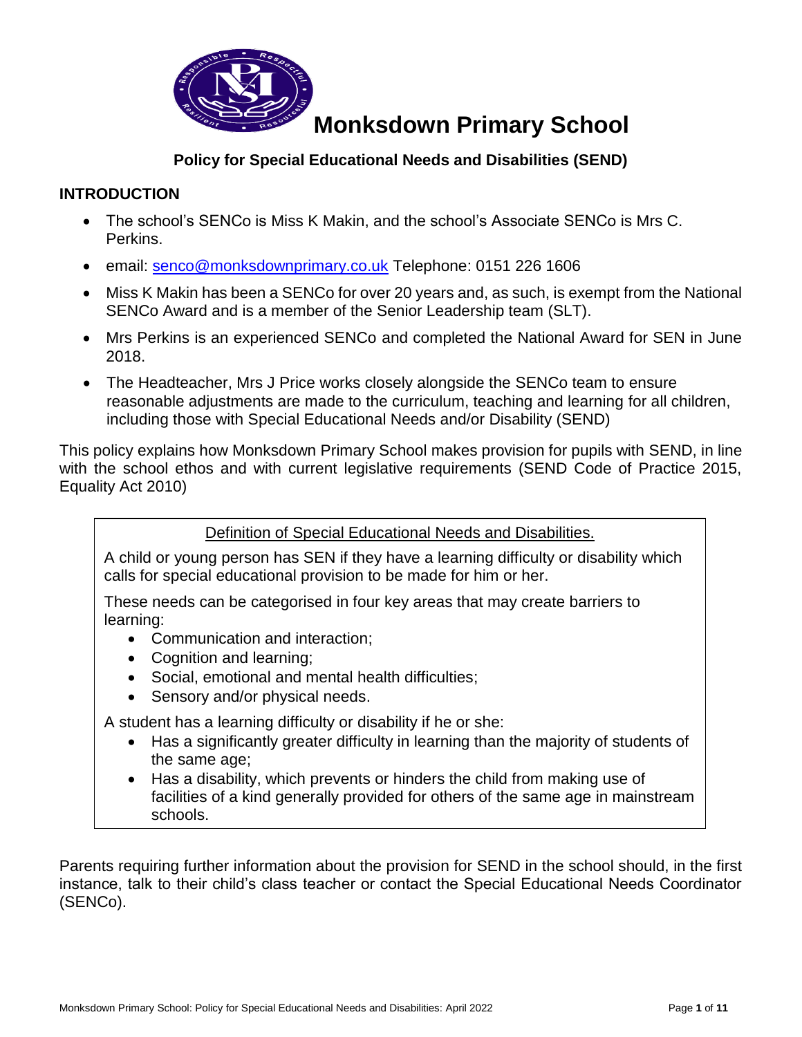# Monksdown Primary School

## Policy for Special Educational Needs and Disabilities (SEND)

### INTRODUCTION

- The school's SENCo is Miss K Makin, and the school's Associate SENCo is Mrs C. Perkins.
- email: senco@monksdownprimary.co.uk Telephone: 0151 226 1606
- Miss K Makin has been a SENCo for over 20 years and, as such, is exempt from the National SENCo Award and is a member of the Senior Leadership team (SLT).
- Mrs Perkins is an experienced SENCo and completed the National Award for SEN in June 2018.
- The Headteacher, Mrs J Price works closely alongside the SENCo team to ensure reasonable adjustments are made to the curriculum, teaching and learning for all children, including those with Special Educational Needs and/or Disability (SEND)

This policy explains how Monksdown Primary School makes provision for pupils with SEND, in line with the school ethos and with current legislative requirements (SEND Code of Practice 2015, Equality Act 2010)

> Definition of Special Educational Needs and Disabilities.
>
> A child or young person has SEN if they have a learning difficulty or disability which calls for special educational provision to be made for him or her.
>
> These needs can be categorised in four key areas that may create barriers to learning:
>
> - Communication and interaction;
> - Cognition and learning;
> - Social, emotional and mental health difficulties;
> - Sensory and/or physical needs.
>
> A student has a learning difficulty or disability if he or she:
>
> - Has a significantly greater difficulty in learning than the majority of students of the same age;
> - Has a disability, which prevents or hinders the child from making use of facilities of a kind generally provided for others of the same age in mainstream schools.

Parents requiring further information about the provision for SEND in the school should, in the first instance, talk to their child's class teacher or contact the Special Educational Needs Coordinator (SENCo).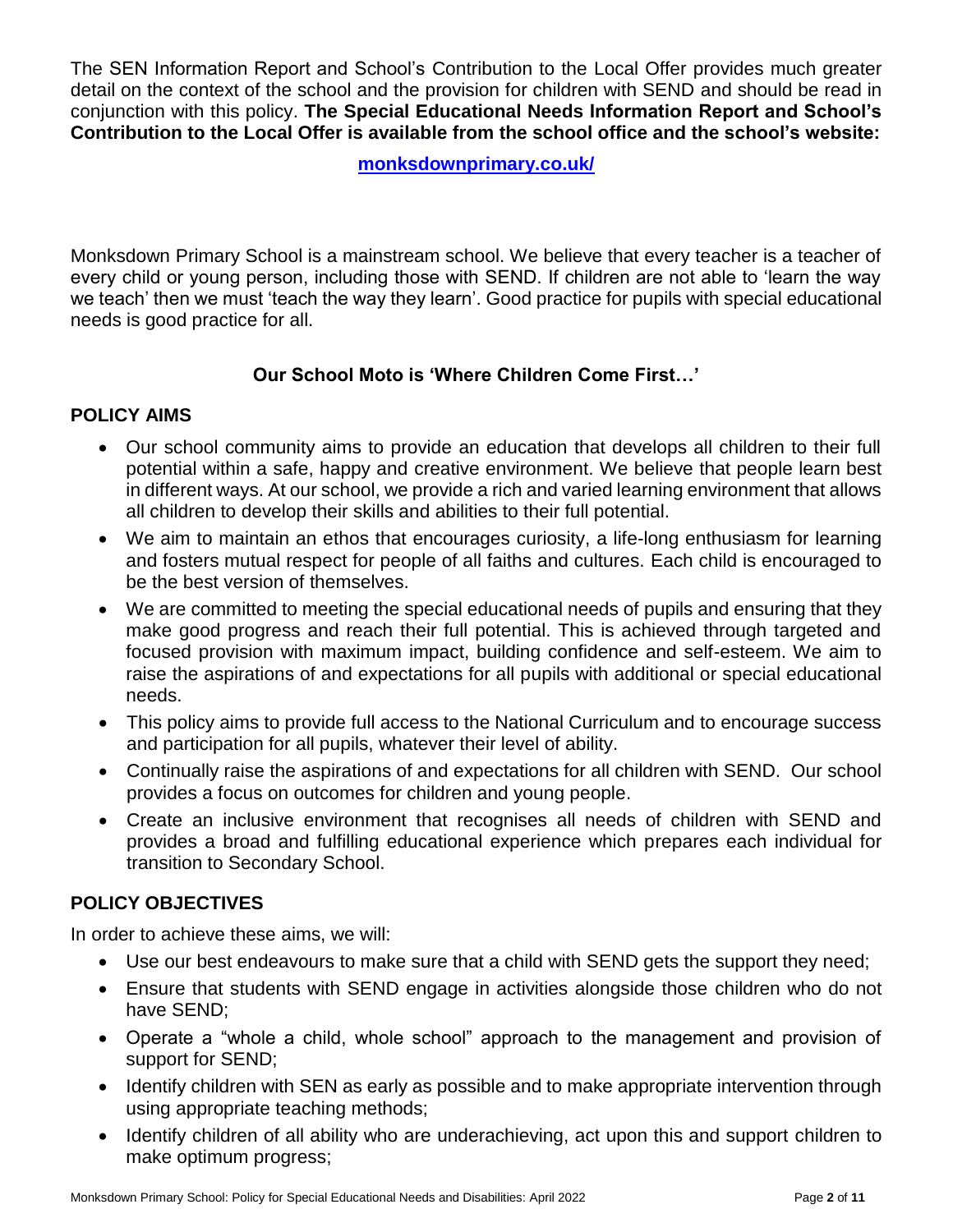The SEN Information Report and School's Contribution to the Local Offer provides much greater detail on the context of the school and the provision for children with SEND and should be read in conjunction with this policy. **The Special Educational Needs Information Report and School's Contribution to the Local Offer is available from the school office and the school's website:**

**[monksdownprimary.co.uk/](monksdownprimary.co.uk/)**

Monksdown Primary School is a mainstream school. We believe that every teacher is a teacher of every child or young person, including those with SEND. If children are not able to 'learn the way we teach' then we must 'teach the way they learn'. Good practice for pupils with special educational needs is good practice for all.

**Our School Moto is 'Where Children Come First…'**

## POLICY AIMS

- Our school community aims to provide an education that develops all children to their full potential within a safe, happy and creative environment. We believe that people learn best in different ways. At our school, we provide a rich and varied learning environment that allows all children to develop their skills and abilities to their full potential.
- We aim to maintain an ethos that encourages curiosity, a life-long enthusiasm for learning and fosters mutual respect for people of all faiths and cultures. Each child is encouraged to be the best version of themselves.
- We are committed to meeting the special educational needs of pupils and ensuring that they make good progress and reach their full potential. This is achieved through targeted and focused provision with maximum impact, building confidence and self-esteem. We aim to raise the aspirations of and expectations for all pupils with additional or special educational needs.
- This policy aims to provide full access to the National Curriculum and to encourage success and participation for all pupils, whatever their level of ability.
- Continually raise the aspirations of and expectations for all children with SEND. Our school provides a focus on outcomes for children and young people.
- Create an inclusive environment that recognises all needs of children with SEND and provides a broad and fulfilling educational experience which prepares each individual for transition to Secondary School.

## POLICY OBJECTIVES

In order to achieve these aims, we will:

- Use our best endeavours to make sure that a child with SEND gets the support they need;
- Ensure that students with SEND engage in activities alongside those children who do not have SEND;
- Operate a "whole a child, whole school" approach to the management and provision of support for SEND;
- Identify children with SEN as early as possible and to make appropriate intervention through using appropriate teaching methods;
- Identify children of all ability who are underachieving, act upon this and support children to make optimum progress;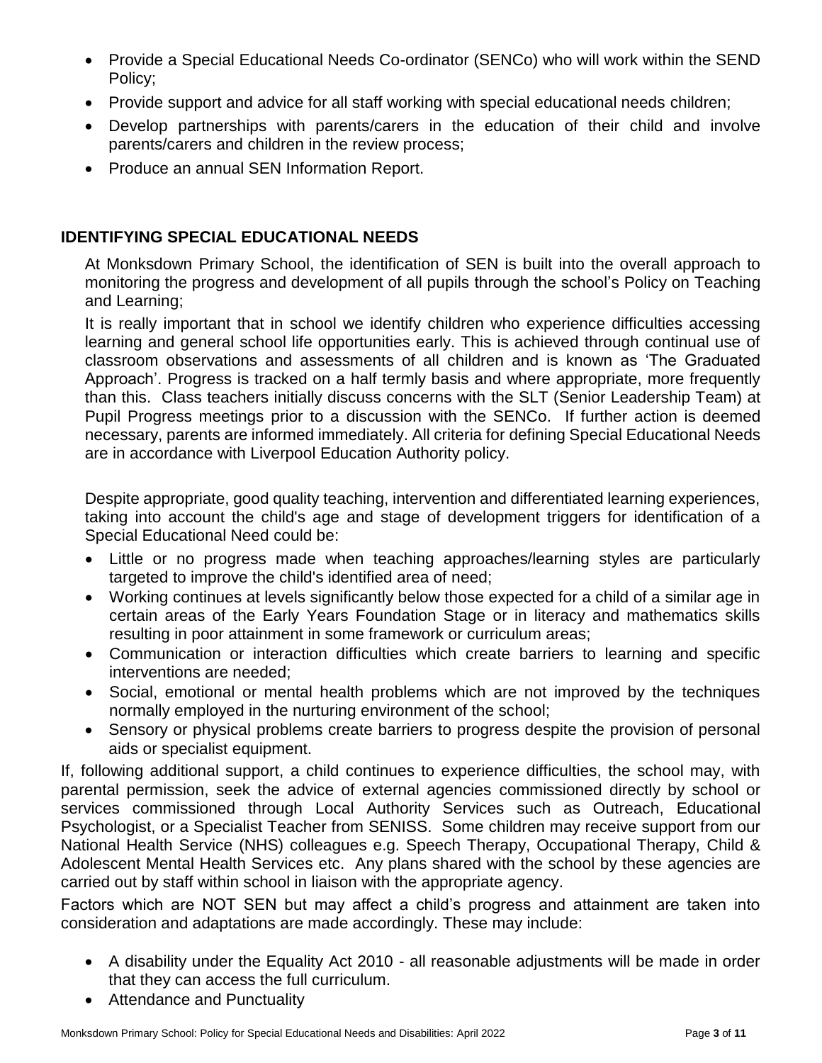- Provide a Special Educational Needs Co-ordinator (SENCo) who will work within the SEND Policy;
- Provide support and advice for all staff working with special educational needs children;
- Develop partnerships with parents/carers in the education of their child and involve parents/carers and children in the review process;
- Produce an annual SEN Information Report.

## IDENTIFYING SPECIAL EDUCATIONAL NEEDS

At Monksdown Primary School, the identification of SEN is built into the overall approach to monitoring the progress and development of all pupils through the school's Policy on Teaching and Learning;

It is really important that in school we identify children who experience difficulties accessing learning and general school life opportunities early. This is achieved through continual use of classroom observations and assessments of all children and is known as 'The Graduated Approach'. Progress is tracked on a half termly basis and where appropriate, more frequently than this. Class teachers initially discuss concerns with the SLT (Senior Leadership Team) at Pupil Progress meetings prior to a discussion with the SENCo. If further action is deemed necessary, parents are informed immediately. All criteria for defining Special Educational Needs are in accordance with Liverpool Education Authority policy.

Despite appropriate, good quality teaching, intervention and differentiated learning experiences, taking into account the child's age and stage of development triggers for identification of a Special Educational Need could be:

- Little or no progress made when teaching approaches/learning styles are particularly targeted to improve the child's identified area of need;
- Working continues at levels significantly below those expected for a child of a similar age in certain areas of the Early Years Foundation Stage or in literacy and mathematics skills resulting in poor attainment in some framework or curriculum areas;
- Communication or interaction difficulties which create barriers to learning and specific interventions are needed;
- Social, emotional or mental health problems which are not improved by the techniques normally employed in the nurturing environment of the school;
- Sensory or physical problems create barriers to progress despite the provision of personal aids or specialist equipment.

If, following additional support, a child continues to experience difficulties, the school may, with parental permission, seek the advice of external agencies commissioned directly by school or services commissioned through Local Authority Services such as Outreach, Educational Psychologist, or a Specialist Teacher from SENISS. Some children may receive support from our National Health Service (NHS) colleagues e.g. Speech Therapy, Occupational Therapy, Child & Adolescent Mental Health Services etc. Any plans shared with the school by these agencies are carried out by staff within school in liaison with the appropriate agency.

Factors which are NOT SEN but may affect a child's progress and attainment are taken into consideration and adaptations are made accordingly. These may include:

- A disability under the Equality Act 2010 - all reasonable adjustments will be made in order that they can access the full curriculum.
- Attendance and Punctuality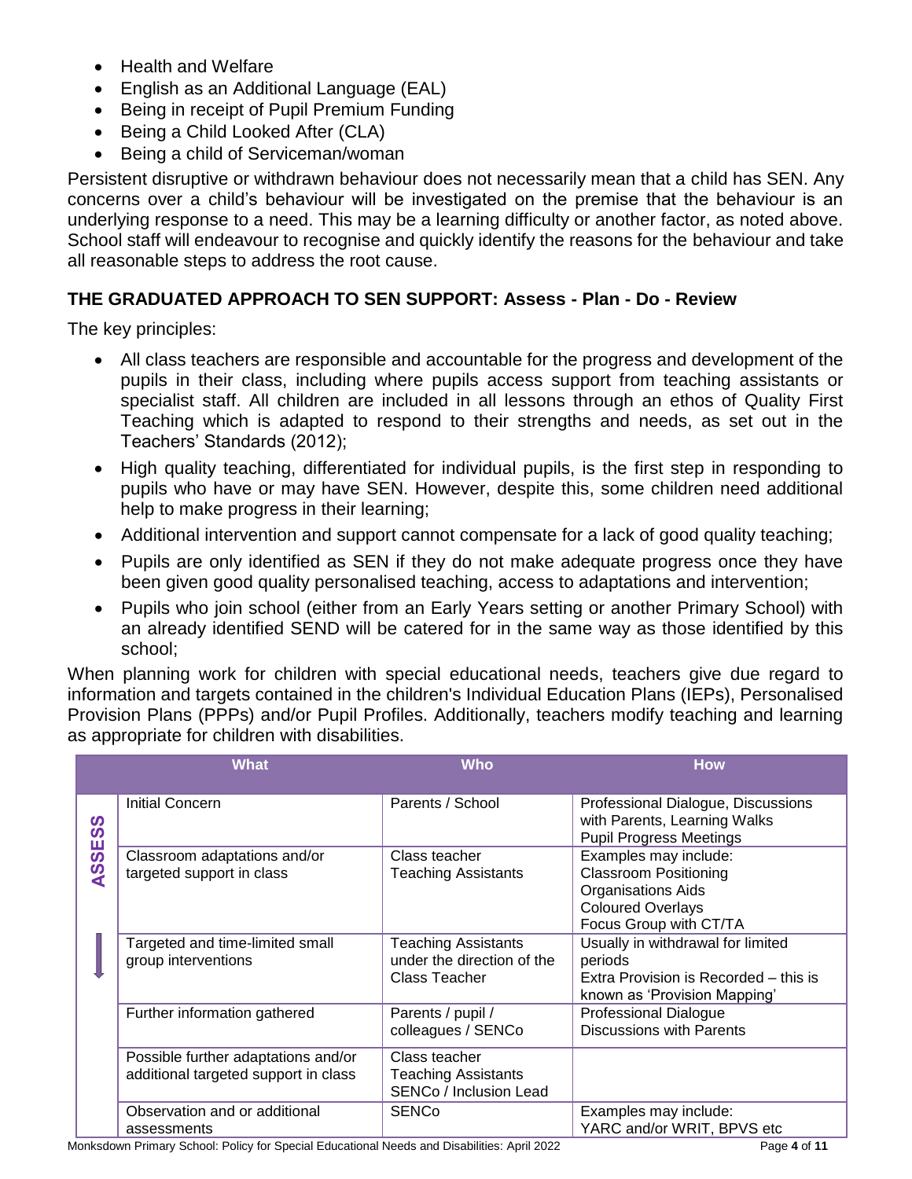- Health and Welfare
- English as an Additional Language (EAL)
- Being in receipt of Pupil Premium Funding
- Being a Child Looked After (CLA)
- Being a child of Serviceman/woman

Persistent disruptive or withdrawn behaviour does not necessarily mean that a child has SEN. Any concerns over a child's behaviour will be investigated on the premise that the behaviour is an underlying response to a need. This may be a learning difficulty or another factor, as noted above. School staff will endeavour to recognise and quickly identify the reasons for the behaviour and take all reasonable steps to address the root cause.

## THE GRADUATED APPROACH TO SEN SUPPORT: Assess - Plan - Do - Review

The key principles:

- All class teachers are responsible and accountable for the progress and development of the pupils in their class, including where pupils access support from teaching assistants or specialist staff. All children are included in all lessons through an ethos of Quality First Teaching which is adapted to respond to their strengths and needs, as set out in the Teachers' Standards (2012);
- High quality teaching, differentiated for individual pupils, is the first step in responding to pupils who have or may have SEN. However, despite this, some children need additional help to make progress in their learning;
- Additional intervention and support cannot compensate for a lack of good quality teaching;
- Pupils are only identified as SEN if they do not make adequate progress once they have been given good quality personalised teaching, access to adaptations and intervention;
- Pupils who join school (either from an Early Years setting or another Primary School) with an already identified SEND will be catered for in the same way as those identified by this school;

When planning work for children with special educational needs, teachers give due regard to information and targets contained in the children's Individual Education Plans (IEPs), Personalised Provision Plans (PPPs) and/or Pupil Profiles. Additionally, teachers modify teaching and learning as appropriate for children with disabilities.

| | What | Who | How |
|---|---|---|---|
| ASSESS | Initial Concern | Parents / School | Professional Dialogue, Discussions with Parents, Learning Walks<br>Pupil Progress Meetings |
| | Classroom adaptations and/or targeted support in class | Class teacher<br>Teaching Assistants | Examples may include:<br>Classroom Positioning<br>Organisations Aids<br>Coloured Overlays<br>Focus Group with CT/TA |
| ↓ | Targeted and time-limited small group interventions | Teaching Assistants under the direction of the Class Teacher | Usually in withdrawal for limited periods<br>Extra Provision is Recorded – this is known as 'Provision Mapping' |
| | Further information gathered | Parents / pupil / colleagues / SENCo | Professional Dialogue<br>Discussions with Parents |
| | Possible further adaptations and/or additional targeted support in class | Class teacher<br>Teaching Assistants<br>SENCo / Inclusion Lead | |
| | Observation and or additional assessments | SENCo | Examples may include:<br>YARC and/or WRIT, BPVS etc |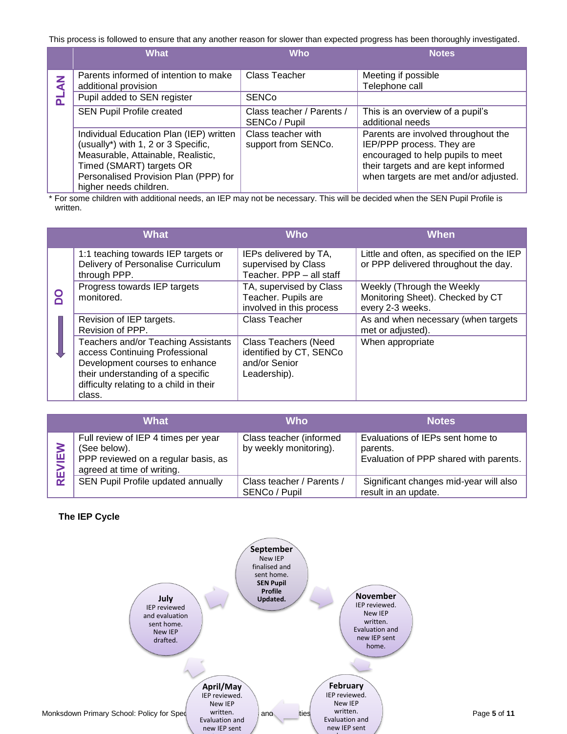This process is followed to ensure that any another reason for slower than expected progress has been thoroughly investigated.

| | What | Who | Notes |
|---|---|---|---|
| PLAN | Parents informed of intention to make additional provision | Class Teacher | Meeting if possible<br>Telephone call |
| | Pupil added to SEN register | SENCo | |
| | SEN Pupil Profile created | Class teacher / Parents / SENCo / Pupil | This is an overview of a pupil's additional needs |
| | Individual Education Plan (IEP) written (usually*) with 1, 2 or 3 Specific, Measurable, Attainable, Realistic, Timed (SMART) targets OR Personalised Provision Plan (PPP) for higher needs children. | Class teacher with support from SENCo. | Parents are involved throughout the IEP/PPP process. They are encouraged to help pupils to meet their targets and are kept informed when targets are met and/or adjusted. |

\* For some children with additional needs, an IEP may not be necessary. This will be decided when the SEN Pupil Profile is written.

| | What | Who | When |
|---|---|---|---|
| DO | 1:1 teaching towards IEP targets or Delivery of Personalise Curriculum through PPP. | IEPs delivered by TA, supervised by Class Teacher. PPP – all staff | Little and often, as specified on the IEP or PPP delivered throughout the day. |
| | Progress towards IEP targets monitored. | TA, supervised by Class Teacher. Pupils are involved in this process | Weekly (Through the Weekly Monitoring Sheet). Checked by CT every 2-3 weeks. |
| | Revision of IEP targets.<br>Revision of PPP. | Class Teacher | As and when necessary (when targets met or adjusted). |
| | Teachers and/or Teaching Assistants access Continuing Professional Development courses to enhance their understanding of a specific difficulty relating to a child in their class. | Class Teachers (Need identified by CT, SENCo and/or Senior Leadership). | When appropriate |

| | What | Who | Notes |
|---|---|---|---|
| REVIEW | Full review of IEP 4 times per year (See below).<br>PPP reviewed on a regular basis, as agreed at time of writing. | Class teacher (informed by weekly monitoring). | Evaluations of IEPs sent home to parents.<br>Evaluation of PPP shared with parents. |
| | SEN Pupil Profile updated annually | Class teacher / Parents / SENCo / Pupil | Significant changes mid-year will also result in an update. |

**The IEP Cycle**

**September** – New IEP finalised and sent home. **SEN Pupil Profile Updated.**

**November** – IEP reviewed. New IEP written. Evaluation and new IEP sent home.

**February** – IEP reviewed. New IEP written. Evaluation and new IEP sent

**April/May** – IEP reviewed. New IEP written. Evaluation and new IEP sent

**July** – IEP reviewed and evaluation sent home. New IEP drafted.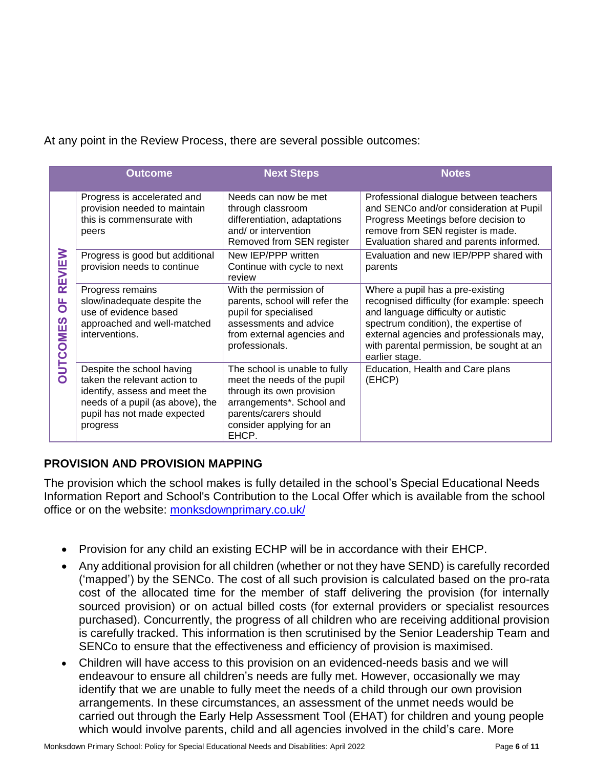At any point in the Review Process, there are several possible outcomes:

| | Outcome | Next Steps | Notes |
|---|---|---|---|
| OUTCOMES OF REVIEW | Progress is accelerated and provision needed to maintain this is commensurate with peers | Needs can now be met through classroom differentiation, adaptations and/ or intervention Removed from SEN register | Professional dialogue between teachers and SENCo and/or consideration at Pupil Progress Meetings before decision to remove from SEN register is made. Evaluation shared and parents informed. |
| | Progress is good but additional provision needs to continue | New IEP/PPP written Continue with cycle to next review | Evaluation and new IEP/PPP shared with parents |
| | Progress remains slow/inadequate despite the use of evidence based approached and well-matched interventions. | With the permission of parents, school will refer the pupil for specialised assessments and advice from external agencies and professionals. | Where a pupil has a pre-existing recognised difficulty (for example: speech and language difficulty or autistic spectrum condition), the expertise of external agencies and professionals may, with parental permission, be sought at an earlier stage. |
| | Despite the school having taken the relevant action to identify, assess and meet the needs of a pupil (as above), the pupil has not made expected progress | The school is unable to fully meet the needs of the pupil through its own provision arrangements*. School and parents/carers should consider applying for an EHCP. | Education, Health and Care plans (EHCP) |

## PROVISION AND PROVISION MAPPING

The provision which the school makes is fully detailed in the school's Special Educational Needs Information Report and School's Contribution to the Local Offer which is available from the school office or on the website: [monksdownprimary.co.uk/](monksdownprimary.co.uk/)

- Provision for any child an existing ECHP will be in accordance with their EHCP.
- Any additional provision for all children (whether or not they have SEND) is carefully recorded ('mapped') by the SENCo. The cost of all such provision is calculated based on the pro-rata cost of the allocated time for the member of staff delivering the provision (for internally sourced provision) or on actual billed costs (for external providers or specialist resources purchased). Concurrently, the progress of all children who are receiving additional provision is carefully tracked. This information is then scrutinised by the Senior Leadership Team and SENCo to ensure that the effectiveness and efficiency of provision is maximised.
- Children will have access to this provision on an evidenced-needs basis and we will endeavour to ensure all children's needs are fully met. However, occasionally we may identify that we are unable to fully meet the needs of a child through our own provision arrangements. In these circumstances, an assessment of the unmet needs would be carried out through the Early Help Assessment Tool (EHAT) for children and young people which would involve parents, child and all agencies involved in the child's care. More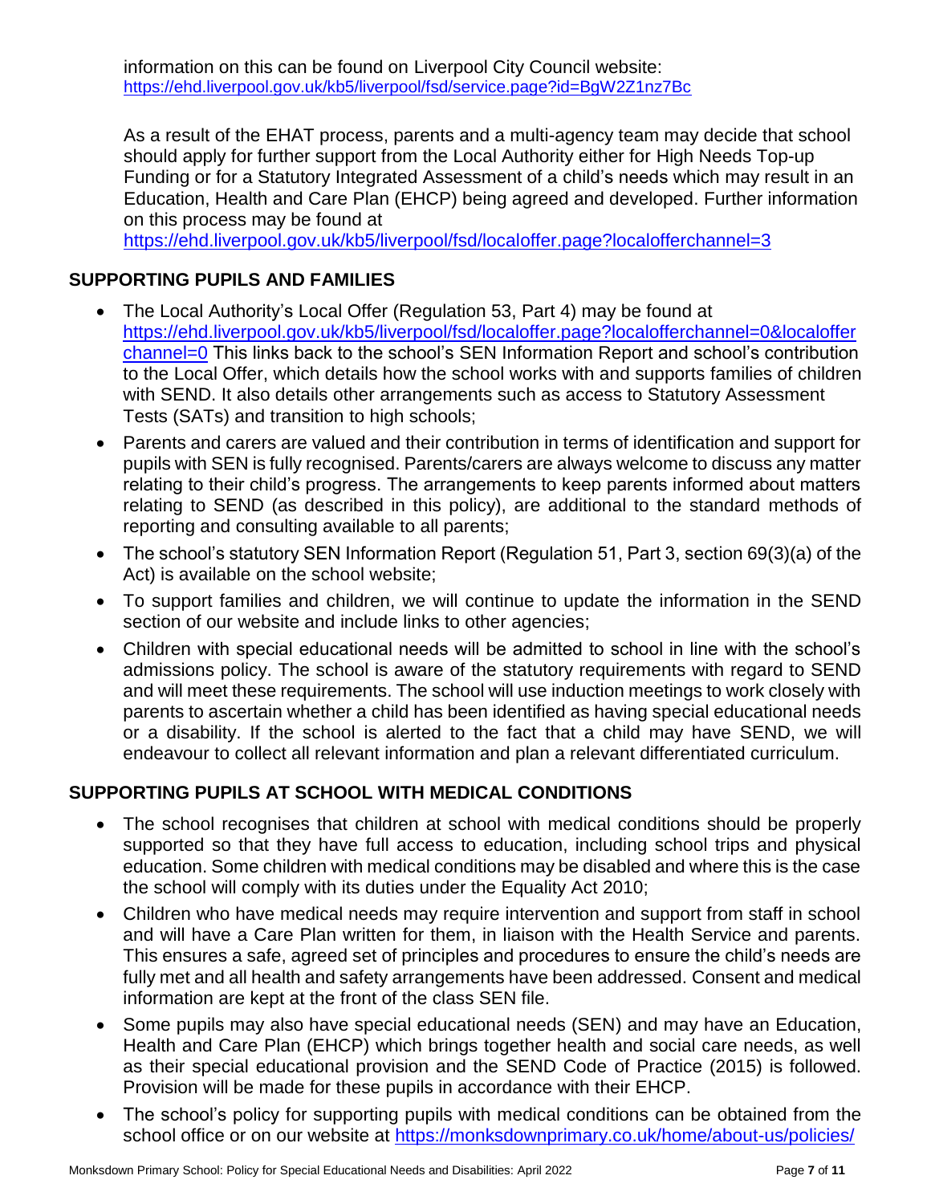information on this can be found on Liverpool City Council website: https://ehd.liverpool.gov.uk/kb5/liverpool/fsd/service.page?id=BgW2Z1nz7Bc

As a result of the EHAT process, parents and a multi-agency team may decide that school should apply for further support from the Local Authority either for High Needs Top-up Funding or for a Statutory Integrated Assessment of a child's needs which may result in an Education, Health and Care Plan (EHCP) being agreed and developed. Further information on this process may be found at https://ehd.liverpool.gov.uk/kb5/liverpool/fsd/localoffer.page?localofferchannel=3

## SUPPORTING PUPILS AND FAMILIES

- The Local Authority's Local Offer (Regulation 53, Part 4) may be found at https://ehd.liverpool.gov.uk/kb5/liverpool/fsd/localoffer.page?localofferchannel=0&localofferchannel=0 This links back to the school's SEN Information Report and school's contribution to the Local Offer, which details how the school works with and supports families of children with SEND. It also details other arrangements such as access to Statutory Assessment Tests (SATs) and transition to high schools;
- Parents and carers are valued and their contribution in terms of identification and support for pupils with SEN is fully recognised. Parents/carers are always welcome to discuss any matter relating to their child's progress. The arrangements to keep parents informed about matters relating to SEND (as described in this policy), are additional to the standard methods of reporting and consulting available to all parents;
- The school's statutory SEN Information Report (Regulation 51, Part 3, section 69(3)(a) of the Act) is available on the school website;
- To support families and children, we will continue to update the information in the SEND section of our website and include links to other agencies;
- Children with special educational needs will be admitted to school in line with the school's admissions policy. The school is aware of the statutory requirements with regard to SEND and will meet these requirements. The school will use induction meetings to work closely with parents to ascertain whether a child has been identified as having special educational needs or a disability. If the school is alerted to the fact that a child may have SEND, we will endeavour to collect all relevant information and plan a relevant differentiated curriculum.

## SUPPORTING PUPILS AT SCHOOL WITH MEDICAL CONDITIONS

- The school recognises that children at school with medical conditions should be properly supported so that they have full access to education, including school trips and physical education. Some children with medical conditions may be disabled and where this is the case the school will comply with its duties under the Equality Act 2010;
- Children who have medical needs may require intervention and support from staff in school and will have a Care Plan written for them, in liaison with the Health Service and parents. This ensures a safe, agreed set of principles and procedures to ensure the child's needs are fully met and all health and safety arrangements have been addressed. Consent and medical information are kept at the front of the class SEN file.
- Some pupils may also have special educational needs (SEN) and may have an Education, Health and Care Plan (EHCP) which brings together health and social care needs, as well as their special educational provision and the SEND Code of Practice (2015) is followed. Provision will be made for these pupils in accordance with their EHCP.
- The school's policy for supporting pupils with medical conditions can be obtained from the school office or on our website at https://monksdownprimary.co.uk/home/about-us/policies/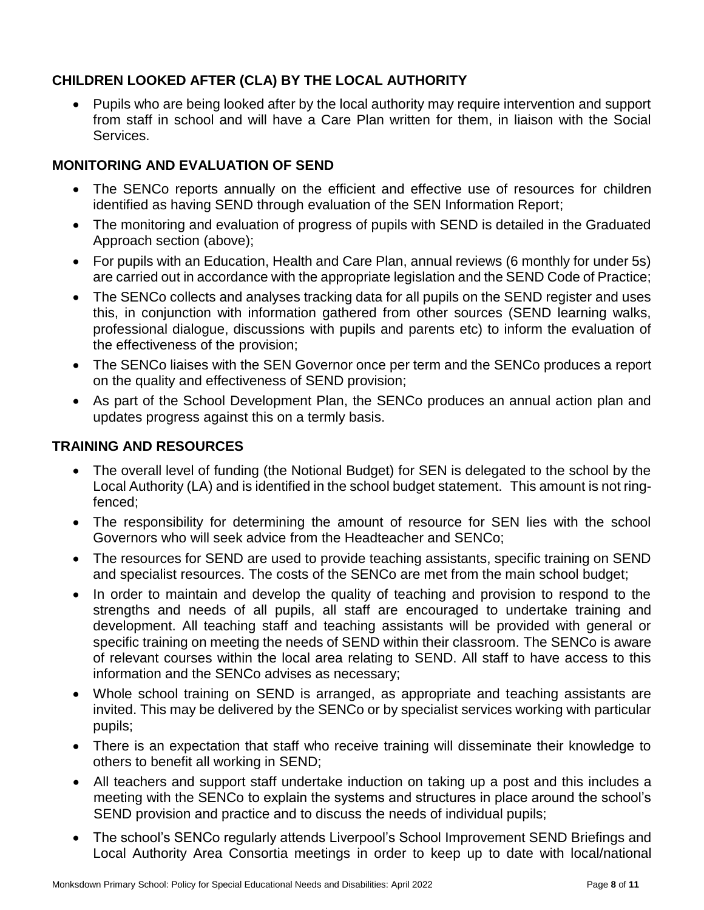## CHILDREN LOOKED AFTER (CLA) BY THE LOCAL AUTHORITY

- Pupils who are being looked after by the local authority may require intervention and support from staff in school and will have a Care Plan written for them, in liaison with the Social Services.

## MONITORING AND EVALUATION OF SEND

- The SENCo reports annually on the efficient and effective use of resources for children identified as having SEND through evaluation of the SEN Information Report;
- The monitoring and evaluation of progress of pupils with SEND is detailed in the Graduated Approach section (above);
- For pupils with an Education, Health and Care Plan, annual reviews (6 monthly for under 5s) are carried out in accordance with the appropriate legislation and the SEND Code of Practice;
- The SENCo collects and analyses tracking data for all pupils on the SEND register and uses this, in conjunction with information gathered from other sources (SEND learning walks, professional dialogue, discussions with pupils and parents etc) to inform the evaluation of the effectiveness of the provision;
- The SENCo liaises with the SEN Governor once per term and the SENCo produces a report on the quality and effectiveness of SEND provision;
- As part of the School Development Plan, the SENCo produces an annual action plan and updates progress against this on a termly basis.

## TRAINING AND RESOURCES

- The overall level of funding (the Notional Budget) for SEN is delegated to the school by the Local Authority (LA) and is identified in the school budget statement. This amount is not ring-fenced;
- The responsibility for determining the amount of resource for SEN lies with the school Governors who will seek advice from the Headteacher and SENCo;
- The resources for SEND are used to provide teaching assistants, specific training on SEND and specialist resources. The costs of the SENCo are met from the main school budget;
- In order to maintain and develop the quality of teaching and provision to respond to the strengths and needs of all pupils, all staff are encouraged to undertake training and development. All teaching staff and teaching assistants will be provided with general or specific training on meeting the needs of SEND within their classroom. The SENCo is aware of relevant courses within the local area relating to SEND. All staff to have access to this information and the SENCo advises as necessary;
- Whole school training on SEND is arranged, as appropriate and teaching assistants are invited. This may be delivered by the SENCo or by specialist services working with particular pupils;
- There is an expectation that staff who receive training will disseminate their knowledge to others to benefit all working in SEND;
- All teachers and support staff undertake induction on taking up a post and this includes a meeting with the SENCo to explain the systems and structures in place around the school's SEND provision and practice and to discuss the needs of individual pupils;
- The school's SENCo regularly attends Liverpool's School Improvement SEND Briefings and Local Authority Area Consortia meetings in order to keep up to date with local/national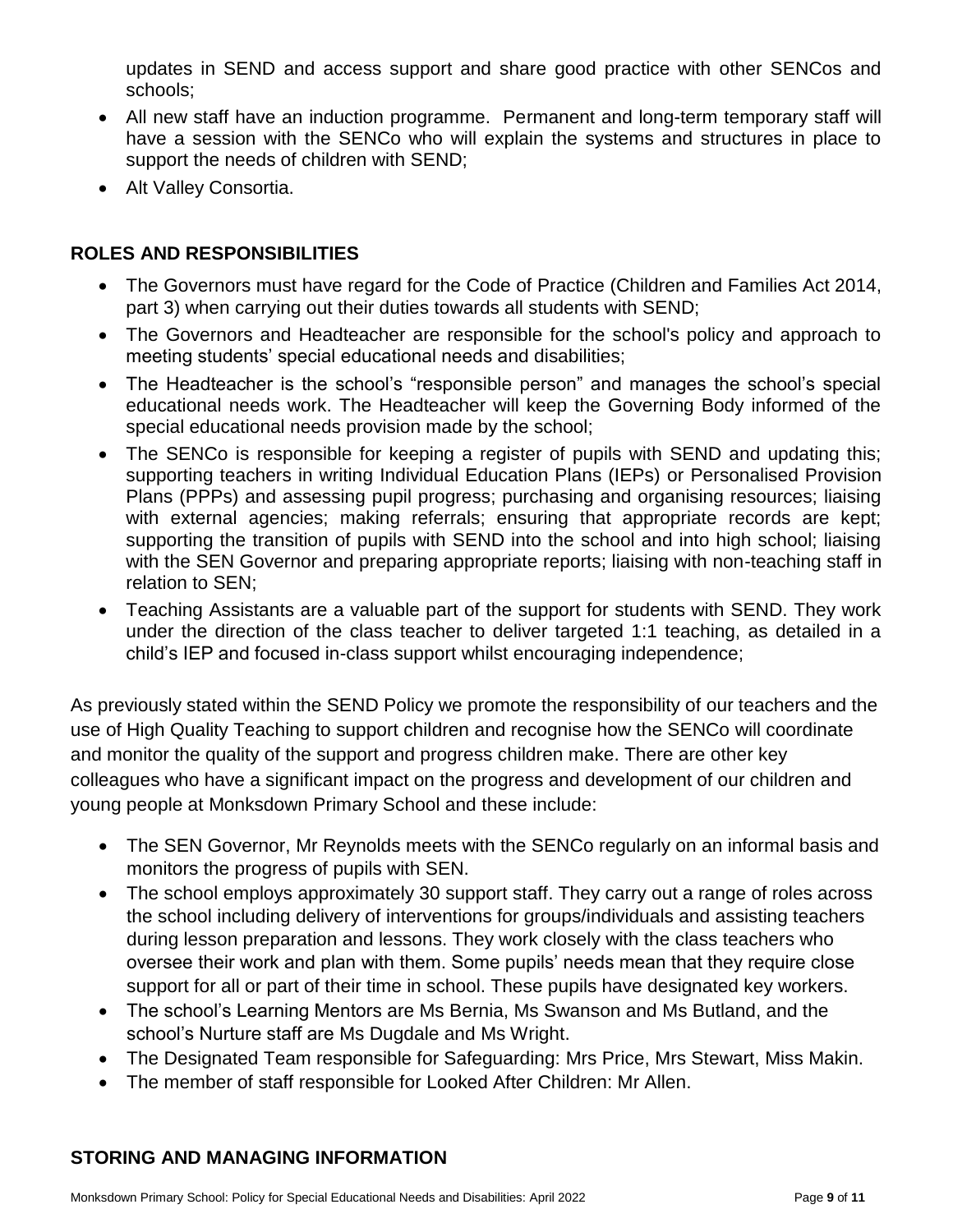updates in SEND and access support and share good practice with other SENCos and schools;

- All new staff have an induction programme. Permanent and long-term temporary staff will have a session with the SENCo who will explain the systems and structures in place to support the needs of children with SEND;
- Alt Valley Consortia.

## ROLES AND RESPONSIBILITIES

- The Governors must have regard for the Code of Practice (Children and Families Act 2014, part 3) when carrying out their duties towards all students with SEND;
- The Governors and Headteacher are responsible for the school's policy and approach to meeting students' special educational needs and disabilities;
- The Headteacher is the school's "responsible person" and manages the school's special educational needs work. The Headteacher will keep the Governing Body informed of the special educational needs provision made by the school;
- The SENCo is responsible for keeping a register of pupils with SEND and updating this; supporting teachers in writing Individual Education Plans (IEPs) or Personalised Provision Plans (PPPs) and assessing pupil progress; purchasing and organising resources; liaising with external agencies; making referrals; ensuring that appropriate records are kept; supporting the transition of pupils with SEND into the school and into high school; liaising with the SEN Governor and preparing appropriate reports; liaising with non-teaching staff in relation to SEN;
- Teaching Assistants are a valuable part of the support for students with SEND. They work under the direction of the class teacher to deliver targeted 1:1 teaching, as detailed in a child's IEP and focused in-class support whilst encouraging independence;

As previously stated within the SEND Policy we promote the responsibility of our teachers and the use of High Quality Teaching to support children and recognise how the SENCo will coordinate and monitor the quality of the support and progress children make. There are other key colleagues who have a significant impact on the progress and development of our children and young people at Monksdown Primary School and these include:

- The SEN Governor, Mr Reynolds meets with the SENCo regularly on an informal basis and monitors the progress of pupils with SEN.
- The school employs approximately 30 support staff. They carry out a range of roles across the school including delivery of interventions for groups/individuals and assisting teachers during lesson preparation and lessons. They work closely with the class teachers who oversee their work and plan with them. Some pupils' needs mean that they require close support for all or part of their time in school. These pupils have designated key workers.
- The school's Learning Mentors are Ms Bernia, Ms Swanson and Ms Butland, and the school's Nurture staff are Ms Dugdale and Ms Wright.
- The Designated Team responsible for Safeguarding: Mrs Price, Mrs Stewart, Miss Makin.
- The member of staff responsible for Looked After Children: Mr Allen.

## STORING AND MANAGING INFORMATION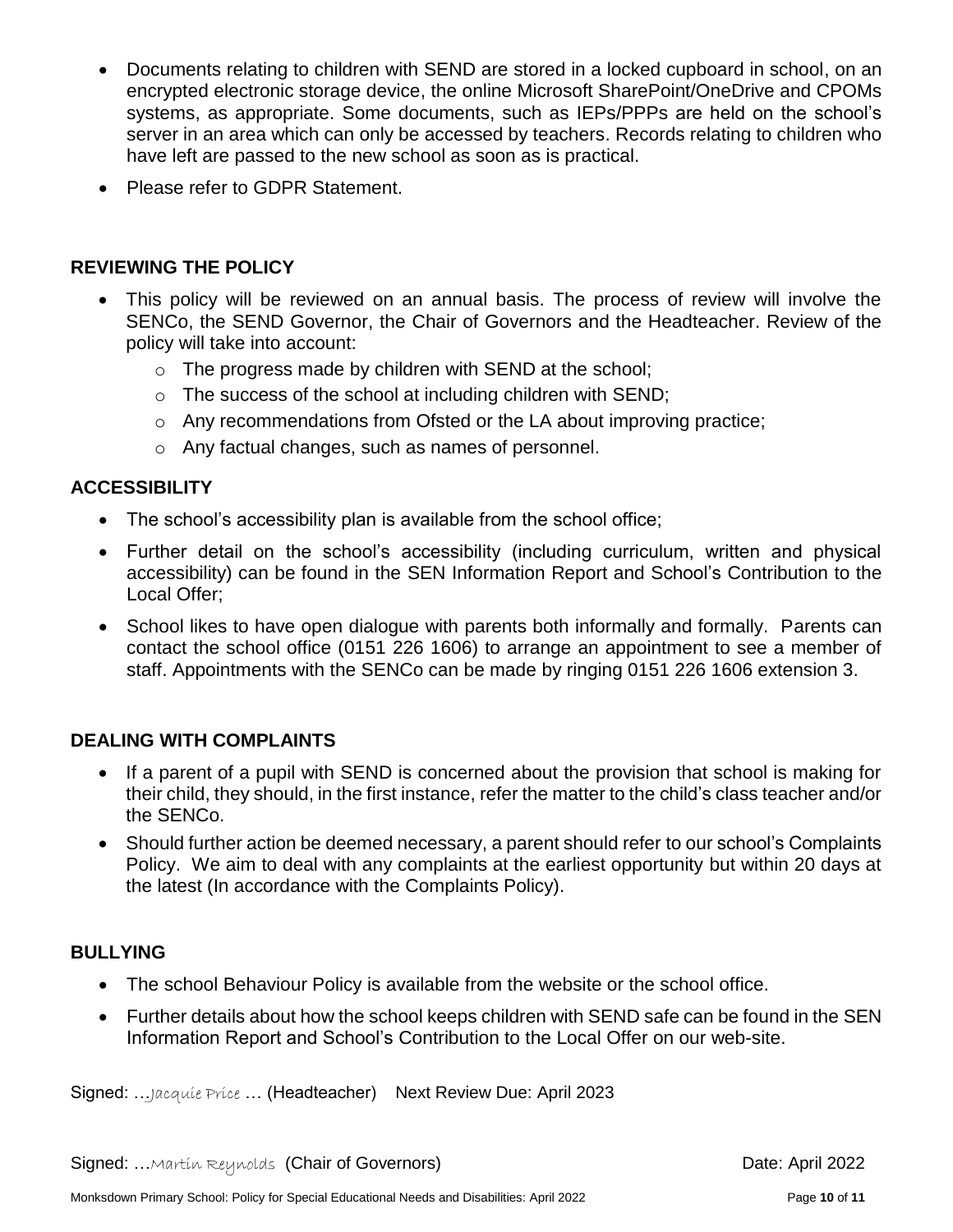- Documents relating to children with SEND are stored in a locked cupboard in school, on an encrypted electronic storage device, the online Microsoft SharePoint/OneDrive and CPOMs systems, as appropriate. Some documents, such as IEPs/PPPs are held on the school's server in an area which can only be accessed by teachers. Records relating to children who have left are passed to the new school as soon as is practical.
- Please refer to GDPR Statement.

## REVIEWING THE POLICY

- This policy will be reviewed on an annual basis. The process of review will involve the SENCo, the SEND Governor, the Chair of Governors and the Headteacher. Review of the policy will take into account:
  - The progress made by children with SEND at the school;
  - The success of the school at including children with SEND;
  - Any recommendations from Ofsted or the LA about improving practice;
  - Any factual changes, such as names of personnel.

## ACCESSIBILITY

- The school's accessibility plan is available from the school office;
- Further detail on the school's accessibility (including curriculum, written and physical accessibility) can be found in the SEN Information Report and School's Contribution to the Local Offer;
- School likes to have open dialogue with parents both informally and formally. Parents can contact the school office (0151 226 1606) to arrange an appointment to see a member of staff. Appointments with the SENCo can be made by ringing 0151 226 1606 extension 3.

## DEALING WITH COMPLAINTS

- If a parent of a pupil with SEND is concerned about the provision that school is making for their child, they should, in the first instance, refer the matter to the child's class teacher and/or the SENCo.
- Should further action be deemed necessary, a parent should refer to our school's Complaints Policy. We aim to deal with any complaints at the earliest opportunity but within 20 days at the latest (In accordance with the Complaints Policy).

## BULLYING

- The school Behaviour Policy is available from the website or the school office.
- Further details about how the school keeps children with SEND safe can be found in the SEN Information Report and School's Contribution to the Local Offer on our web-site.

Signed: …Jacquie Price … (Headteacher) Next Review Due: April 2023

Signed: …Martin Reynolds (Chair of Governors) Date: April 2022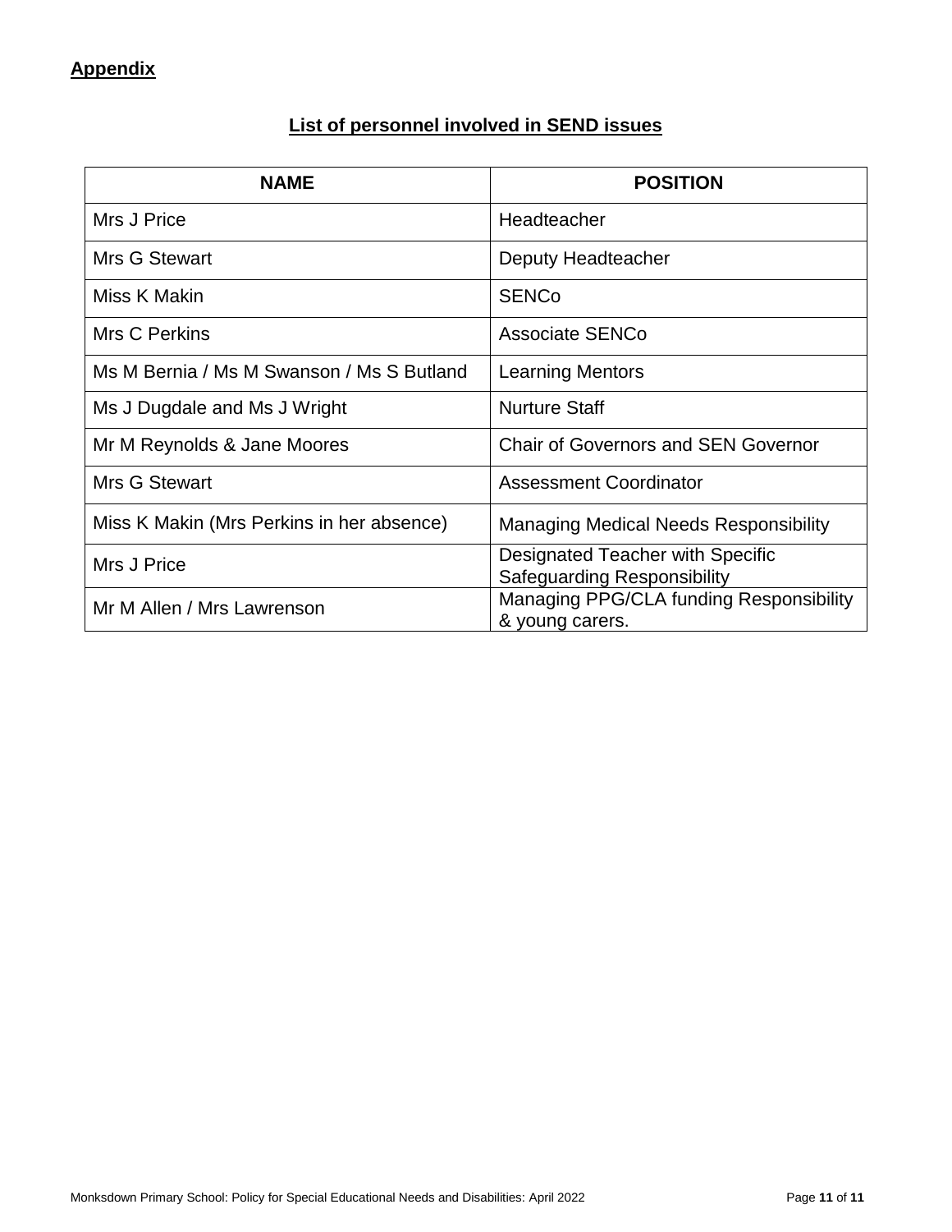**Appendix**

## List of personnel involved in SEND issues

| NAME | POSITION |
|---|---|
| Mrs J Price | Headteacher |
| Mrs G Stewart | Deputy Headteacher |
| Miss K Makin | SENCo |
| Mrs C Perkins | Associate SENCo |
| Ms M Bernia / Ms M Swanson / Ms S Butland | Learning Mentors |
| Ms J Dugdale and Ms J Wright | Nurture Staff |
| Mr M Reynolds & Jane Moores | Chair of Governors and SEN Governor |
| Mrs G Stewart | Assessment Coordinator |
| Miss K Makin (Mrs Perkins in her absence) | Managing Medical Needs Responsibility |
| Mrs J Price | Designated Teacher with Specific Safeguarding Responsibility |
| Mr M Allen / Mrs Lawrenson | Managing PPG/CLA funding Responsibility & young carers. |